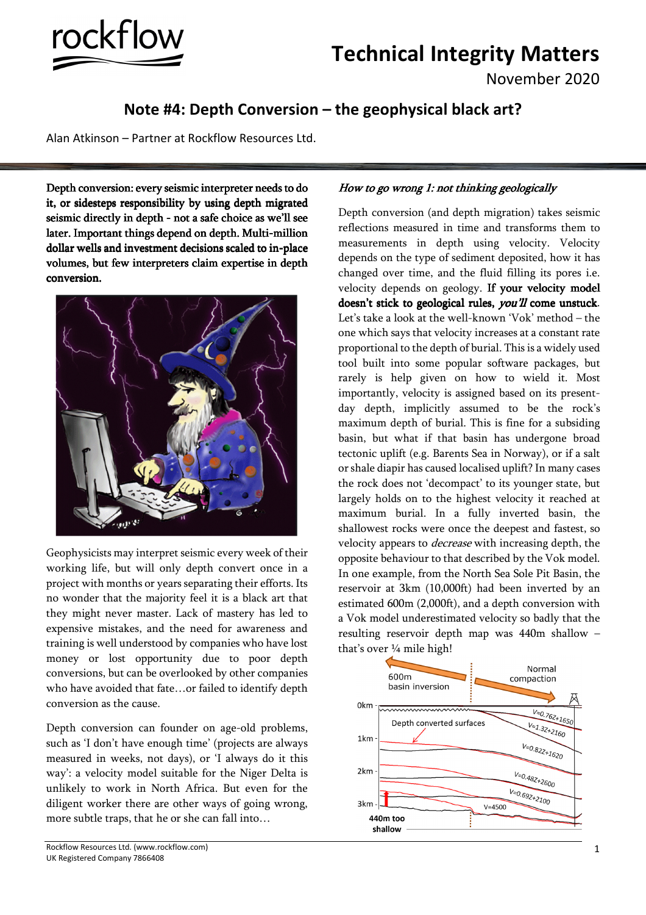# Technical Integrity Matters

November 2020

## Note #4: Depth Conversion – the geophysical black art?

Alan Atkinson – Partner at Rockflow Resources Ltd.

**Depth conversion: every seismic interpreter needs to do it, or sidesteps responsibility by using depth migrated seismic directly in depth - not a safe choice as we'll see later. Important things depend on depth. Multi-million dollar wells and investment decisions scaled to in-place volumes, but few interpreters claim expertise in depth conversion.**

Geophysicists may interpret seismic every week of their working life, but will only depth convert once in a project with months or years separating their efforts. Its no wonder that the majority feel it is a black art that they might never master. Lack of mastery has led to expensive mistakes, and the need for awareness and training is well understood by companies who have lost money or lost opportunity due to poor depth conversions, but can be overlooked by other companies who have avoided that fate…or failed to identify depth conversion as the cause.

Depth conversion can founder on age-old problems, such as 'I don't have enough time' (projects are always measured in weeks, not days), or 'I always do it this way': a velocity model suitable for the Niger Delta is unlikely to work in North Africa. But even for the diligent worker there are other ways of going wrong, more subtle traps, that he or she can fall into…

### *How to go wrong 1: not thinking geologically*

Depth conversion (and depth migration) takes seismic reflections measured in time and transforms them to measurements in depth using velocity. Velocity depends on the type of sediment deposited, how it has changed over time, and the fluid filling its pores i.e. velocity depends on geology. **If your velocity model doesn't stick to geological rules, *you'll* come unstuck.** Let's take a look at the well-known 'Vok' method – the one which says that velocity increases at a constant rate proportional to the depth of burial. This is a widely used tool built into some popular software packages, but rarely is help given on how to wield it. Most importantly, velocity is assigned based on its present-day depth, implicitly assumed to be the rock's maximum depth of burial. This is fine for a subsiding basin, but what if that basin has undergone broad tectonic uplift (e.g. Barents Sea in Norway), or if a salt or shale diapir has caused localised uplift? In many cases the rock does not 'decompact' to its younger state, but largely holds on to the highest velocity it reached at maximum burial. In a fully inverted basin, the shallowest rocks were once the deepest and fastest, so velocity appears to *decrease* with increasing depth, the opposite behaviour to that described by the Vok model. In one example, from the North Sea Sole Pit Basin, the reservoir at 3km (10,000ft) had been inverted by an estimated 600m (2,000ft), and a depth conversion with a Vok model underestimated velocity so badly that the resulting reservoir depth map was 440m shallow – that's over ¼ mile high!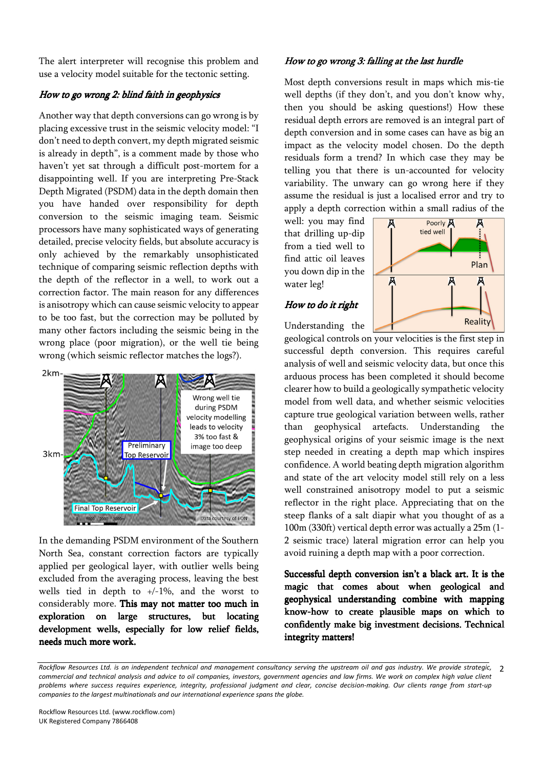The alert interpreter will recognise this problem and use a velocity model suitable for the tectonic setting.

### *How to go wrong 2: blind faith in geophysics*

Another way that depth conversions can go wrong is by placing excessive trust in the seismic velocity model: "I don't need to depth convert, my depth migrated seismic is already in depth", is a comment made by those who haven't yet sat through a difficult post-mortem for a disappointing well. If you are interpreting Pre-Stack Depth Migrated (PSDM) data in the depth domain then you have handed over responsibility for depth conversion to the seismic imaging team. Seismic processors have many sophisticated ways of generating detailed, precise velocity fields, but absolute accuracy is only achieved by the remarkably unsophisticated technique of comparing seismic reflection depths with the depth of the reflector in a well, to work out a correction factor. The main reason for any differences is anisotropy which can cause seismic velocity to appear to be too fast, but the correction may be polluted by many other factors including the seismic being in the wrong place (poor migration), or the well tie being wrong (which seismic reflector matches the logs?).

2km-

3km-

Wrong well tie during PSDM velocity modelling leads to velocity 3% too fast & image too deep

Preliminary Top Reservoir

Final Top Reservoir

0 1000 2000 3000m

Data courtesy of EON

In the demanding PSDM environment of the Southern North Sea, constant correction factors are typically applied per geological layer, with outlier wells being excluded from the averaging process, leaving the best wells tied in depth to +/-1%, and the worst to considerably more. **This may not matter too much in exploration on large structures, but locating development wells, especially for low relief fields, needs much more work.**

### *How to go wrong 3: falling at the last hurdle*

Most depth conversions result in maps which mis-tie well depths (if they don't, and you don't know why, then you should be asking questions!) How these residual depth errors are removed is an integral part of depth conversion and in some cases can have as big an impact as the velocity model chosen. Do the depth residuals form a trend? In which case they may be telling you that there is un-accounted for velocity variability. The unwary can go wrong here if they assume the residual is just a localised error and try to apply a depth correction within a small radius of the well: you may find that drilling up-dip from a tied well to find attic oil leaves you down dip in the water leg!

Poorly tied well

Plan

Reality

### *How to do it right*

Understanding the geological controls on your velocities is the first step in successful depth conversion. This requires careful analysis of well and seismic velocity data, but once this arduous process has been completed it should become clearer how to build a geologically sympathetic velocity model from well data, and whether seismic velocities capture true geological variation between wells, rather than geophysical artefacts. Understanding the geophysical origins of your seismic image is the next step needed in creating a depth map which inspires confidence. A world beating depth migration algorithm and state of the art velocity model still rely on a less well constrained anisotropy model to put a seismic reflector in the right place. Appreciating that on the steep flanks of a salt diapir what you thought of as a 100m (330ft) vertical depth error was actually a 25m (1-2 seismic trace) lateral migration error can help you avoid ruining a depth map with a poor correction.

**Successful depth conversion isn't a black art. It is the magic that comes about when geological and geophysical understanding combine with mapping know-how to create plausible maps on which to confidently make big investment decisions. Technical integrity matters!**

*Rockflow Resources Ltd. is an independent technical and management consultancy serving the upstream oil and gas industry. We provide strategic, commercial and technical analysis and advice to oil companies, investors, government agencies and law firms. We work on complex high value client problems where success requires experience, integrity, professional judgment and clear, concise decision-making. Our clients range from start-up companies to the largest multinationals and our international experience spans the globe.*

Rockflow Resources Ltd. (www.rockflow.com)
UK Registered Company 7866408